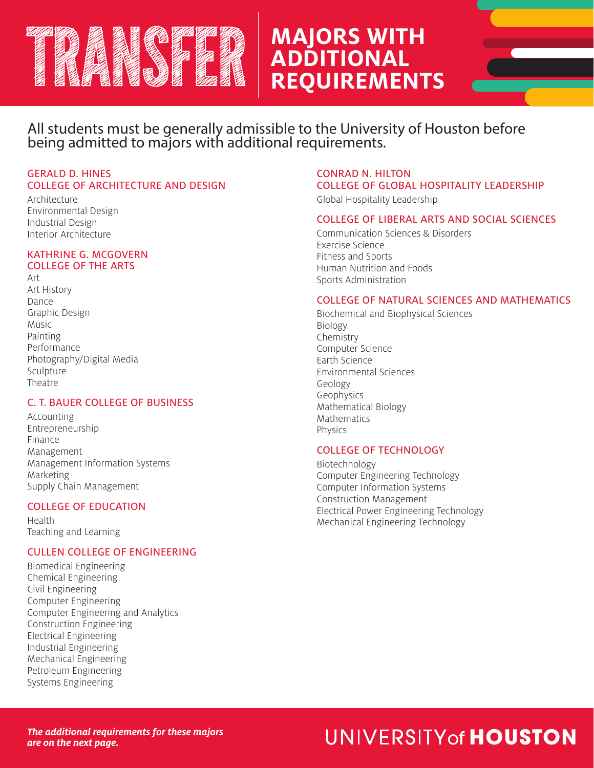# TRANSFER

## MAJORS WITH ADDITIONAL REQUIREMENTS

All students must be generally admissible to the University of Houston before being admitted to majors with additional requirements.

### GERALD D. HINES COLLEGE OF ARCHITECTURE AND DESIGN

Architecture
Environmental Design
Industrial Design
Interior Architecture

### KATHRINE G. MCGOVERN COLLEGE OF THE ARTS

Art
Art History
Dance
Graphic Design
Music
Painting
Performance
Photography/Digital Media
Sculpture
Theatre

### C. T. BAUER COLLEGE OF BUSINESS

Accounting
Entrepreneurship
Finance
Management
Management Information Systems
Marketing
Supply Chain Management

### COLLEGE OF EDUCATION

Health
Teaching and Learning

### CULLEN COLLEGE OF ENGINEERING

Biomedical Engineering
Chemical Engineering
Civil Engineering
Computer Engineering
Computer Engineering and Analytics
Construction Engineering
Electrical Engineering
Industrial Engineering
Mechanical Engineering
Petroleum Engineering
Systems Engineering

### CONRAD N. HILTON COLLEGE OF GLOBAL HOSPITALITY LEADERSHIP

Global Hospitality Leadership

### COLLEGE OF LIBERAL ARTS AND SOCIAL SCIENCES

Communication Sciences & Disorders
Exercise Science
Fitness and Sports
Human Nutrition and Foods
Sports Administration

### COLLEGE OF NATURAL SCIENCES AND MATHEMATICS

Biochemical and Biophysical Sciences
Biology
Chemistry
Computer Science
Earth Science
Environmental Sciences
Geology
Geophysics
Mathematical Biology
Mathematics
Physics

### COLLEGE OF TECHNOLOGY

Biotechnology
Computer Engineering Technology
Computer Information Systems
Construction Management
Electrical Power Engineering Technology
Mechanical Engineering Technology

***The additional requirements for these majors are on the next page.***

UNIVERSITY of **HOUSTON**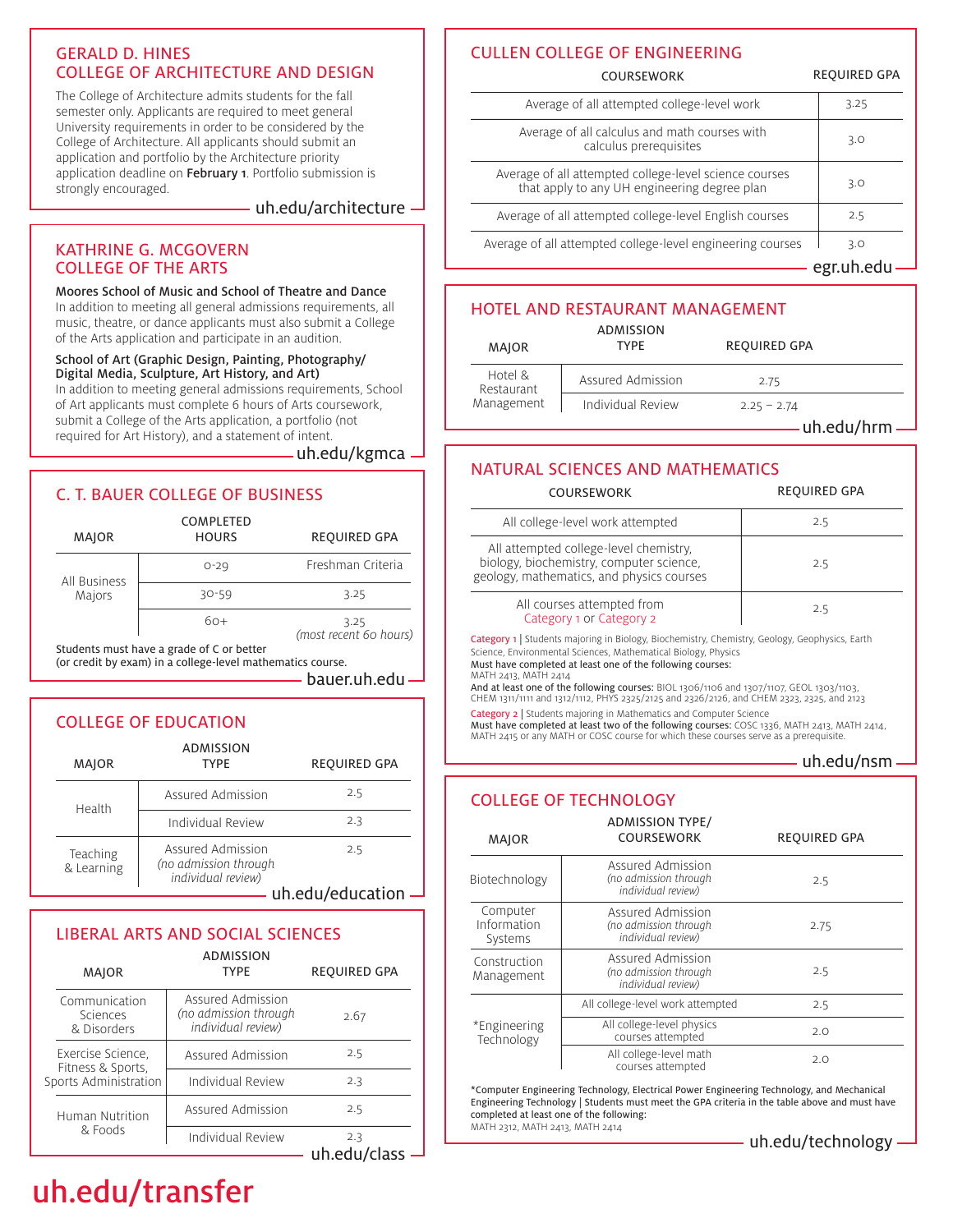## GERALD D. HINES COLLEGE OF ARCHITECTURE AND DESIGN

The College of Architecture admits students for the fall semester only. Applicants are required to meet general University requirements in order to be considered by the College of Architecture. All applicants should submit an application and portfolio by the Architecture priority application deadline on **February 1**. Portfolio submission is strongly encouraged.

uh.edu/architecture

## KATHRINE G. MCGOVERN COLLEGE OF THE ARTS

**Moores School of Music and School of Theatre and Dance**
In addition to meeting all general admissions requirements, all music, theatre, or dance applicants must also submit a College of the Arts application and participate in an audition.

**School of Art (Graphic Design, Painting, Photography/ Digital Media, Sculpture, Art History, and Art)**
In addition to meeting general admissions requirements, School of Art applicants must complete 6 hours of Arts coursework, submit a College of the Arts application, a portfolio (not required for Art History), and a statement of intent.

uh.edu/kgmca

## C. T. BAUER COLLEGE OF BUSINESS

| MAJOR | COMPLETED HOURS | REQUIRED GPA |
|---|---|---|
| All Business Majors | 0-29 | Freshman Criteria |
| | 30-59 | 3.25 |
| | 60+ | 3.25 *(most recent 60 hours)* |

Students must have a grade of C or better (or credit by exam) in a college-level mathematics course.

bauer.uh.edu

## COLLEGE OF EDUCATION

| MAJOR | ADMISSION TYPE | REQUIRED GPA |
|---|---|---|
| Health | Assured Admission | 2.5 |
| | Individual Review | 2.3 |
| Teaching & Learning | Assured Admission *(no admission through individual review)* | 2.5 |

uh.edu/education

## LIBERAL ARTS AND SOCIAL SCIENCES

| MAJOR | ADMISSION TYPE | REQUIRED GPA |
|---|---|---|
| Communication Sciences & Disorders | Assured Admission *(no admission through individual review)* | 2.67 |
| Exercise Science, Fitness & Sports, Sports Administration | Assured Admission | 2.5 |
| | Individual Review | 2.3 |
| Human Nutrition & Foods | Assured Admission | 2.5 |
| | Individual Review | 2.3 |

uh.edu/class

## CULLEN COLLEGE OF ENGINEERING

| COURSEWORK | REQUIRED GPA |
|---|---|
| Average of all attempted college-level work | 3.25 |
| Average of all calculus and math courses with calculus prerequisites | 3.0 |
| Average of all attempted college-level science courses that apply to any UH engineering degree plan | 3.0 |
| Average of all attempted college-level English courses | 2.5 |
| Average of all attempted college-level engineering courses | 3.0 |

egr.uh.edu

## HOTEL AND RESTAURANT MANAGEMENT

| MAJOR | ADMISSION TYPE | REQUIRED GPA |
|---|---|---|
| Hotel & Restaurant Management | Assured Admission | 2.75 |
| | Individual Review | 2.25 – 2.74 |

uh.edu/hrm

## NATURAL SCIENCES AND MATHEMATICS

| COURSEWORK | REQUIRED GPA |
|---|---|
| All college-level work attempted | 2.5 |
| All attempted college-level chemistry, biology, biochemistry, computer science, geology, mathematics, and physics courses | 2.5 |
| All courses attempted from Category 1 or Category 2 | 2.5 |

**Category 1** | Students majoring in Biology, Biochemistry, Chemistry, Geology, Geophysics, Earth Science, Environmental Sciences, Mathematical Biology, Physics
**Must have completed at least one of the following courses:**
MATH 2413, MATH 2414
**And at least one of the following courses:** BIOL 1306/1106 and 1307/1107, GEOL 1303/1103, CHEM 1311/1111 and 1312/1112, PHYS 2325/2125 and 2326/2126, and CHEM 2323, 2325, and 2123

**Category 2** | Students majoring in Mathematics and Computer Science
**Must have completed at least two of the following courses:** COSC 1336, MATH 2413, MATH 2414, MATH 2415 or any MATH or COSC course for which these courses serve as a prerequisite.

uh.edu/nsm

## COLLEGE OF TECHNOLOGY

| MAJOR | ADMISSION TYPE/ COURSEWORK | REQUIRED GPA |
|---|---|---|
| Biotechnology | Assured Admission *(no admission through individual review)* | 2.5 |
| Computer Information Systems | Assured Admission *(no admission through individual review)* | 2.75 |
| Construction Management | Assured Admission *(no admission through individual review)* | 2.5 |
| *Engineering Technology | All college-level work attempted | 2.5 |
| | All college-level physics courses attempted | 2.0 |
| | All college-level math courses attempted | 2.0 |

***Computer Engineering Technology, Electrical Power Engineering Technology, and Mechanical Engineering Technology | Students must meet the GPA criteria in the table above and must have completed at least one of the following:**
MATH 2312, MATH 2413, MATH 2414

uh.edu/technology

uh.edu/transfer